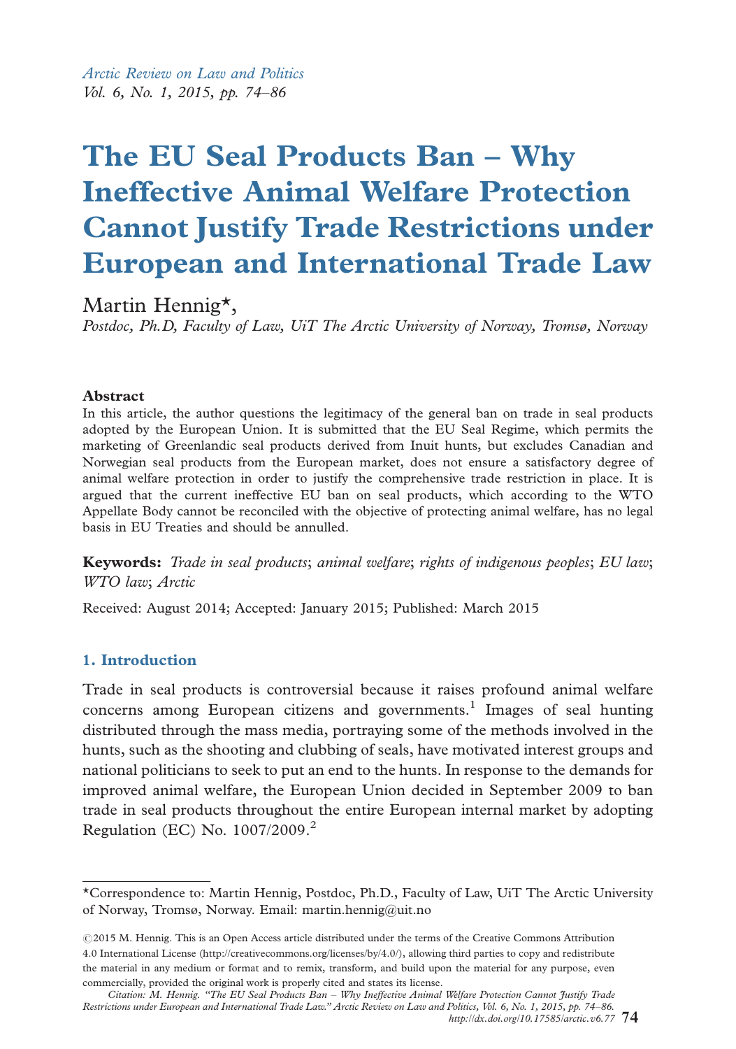# The EU Seal Products Ban – Why Ineffective Animal Welfare Protection Cannot Justify Trade Restrictions under European and International Trade Law

Martin Hennig*,

*Postdoc, Ph.D, Faculty of Law, UiT The Arctic University of Norway, Tromsø, Norway*

**Abstract**

In this article, the author questions the legitimacy of the general ban on trade in seal products adopted by the European Union. It is submitted that the EU Seal Regime, which permits the marketing of Greenlandic seal products derived from Inuit hunts, but excludes Canadian and Norwegian seal products from the European market, does not ensure a satisfactory degree of animal welfare protection in order to justify the comprehensive trade restriction in place. It is argued that the current ineffective EU ban on seal products, which according to the WTO Appellate Body cannot be reconciled with the objective of protecting animal welfare, has no legal basis in EU Treaties and should be annulled.

**Keywords:** *Trade in seal products*; *animal welfare*; *rights of indigenous peoples*; *EU law*; *WTO law*; *Arctic*

Received: August 2014; Accepted: January 2015; Published: March 2015

## 1. Introduction

Trade in seal products is controversial because it raises profound animal welfare concerns among European citizens and governments.[1] Images of seal hunting distributed through the mass media, portraying some of the methods involved in the hunts, such as the shooting and clubbing of seals, have motivated interest groups and national politicians to seek to put an end to the hunts. In response to the demands for improved animal welfare, the European Union decided in September 2009 to ban trade in seal products throughout the entire European internal market by adopting Regulation (EC) No. 1007/2009.[2]

*Correspondence to: Martin Hennig, Postdoc, Ph.D., Faculty of Law, UiT The Arctic University of Norway, Tromsø, Norway. Email: martin.hennig@uit.no

©2015 M. Hennig. This is an Open Access article distributed under the terms of the Creative Commons Attribution 4.0 International License (http://creativecommons.org/licenses/by/4.0/), allowing third parties to copy and redistribute the material in any medium or format and to remix, transform, and build upon the material for any purpose, even commercially, provided the original work is properly cited and states its license.

*Citation: M. Hennig. "The EU Seal Products Ban – Why Ineffective Animal Welfare Protection Cannot Justify Trade Restrictions under European and International Trade Law." Arctic Review on Law and Politics, Vol. 6, No. 1, 2015, pp. 74–86.*
*http://dx.doi.org/10.17585/arctic.v6.77*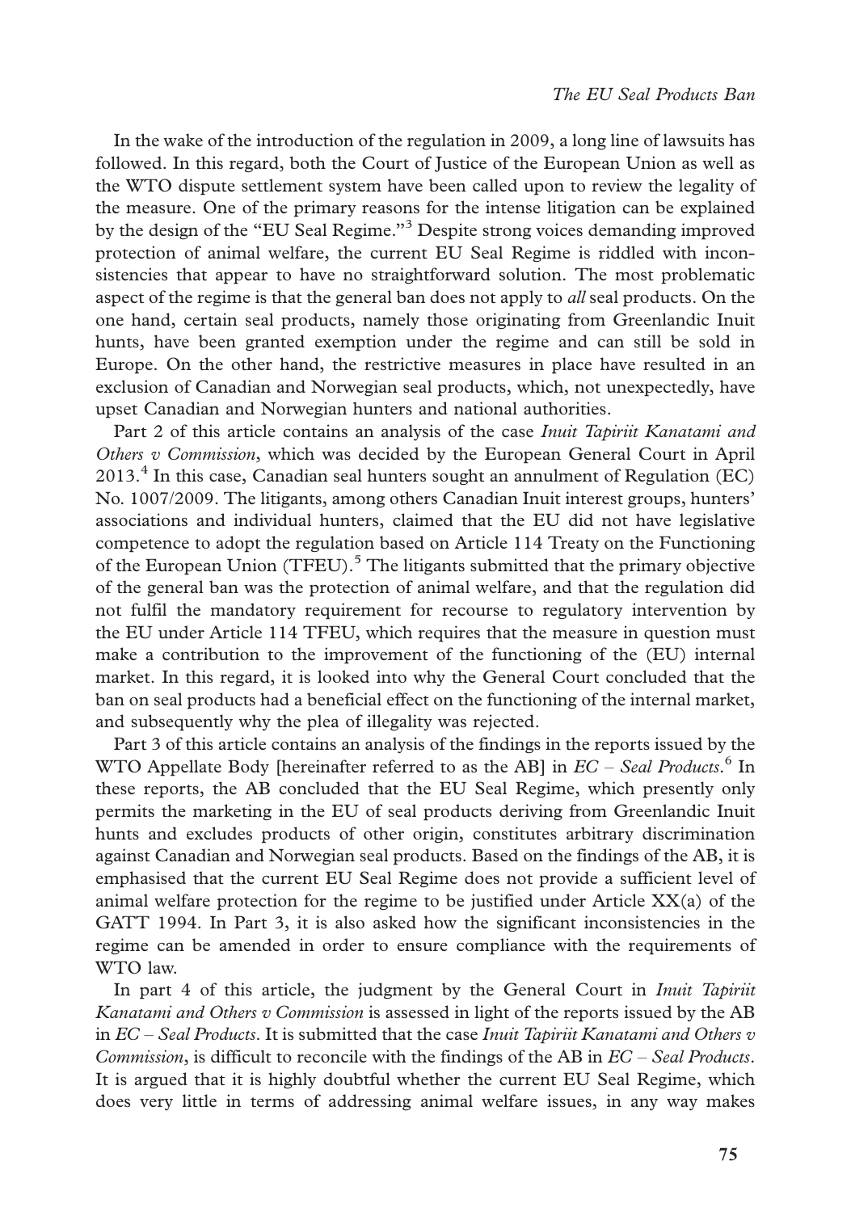In the wake of the introduction of the regulation in 2009, a long line of lawsuits has followed. In this regard, both the Court of Justice of the European Union as well as the WTO dispute settlement system have been called upon to review the legality of the measure. One of the primary reasons for the intense litigation can be explained by the design of the "EU Seal Regime."[3] Despite strong voices demanding improved protection of animal welfare, the current EU Seal Regime is riddled with inconsistencies that appear to have no straightforward solution. The most problematic aspect of the regime is that the general ban does not apply to *all* seal products. On the one hand, certain seal products, namely those originating from Greenlandic Inuit hunts, have been granted exemption under the regime and can still be sold in Europe. On the other hand, the restrictive measures in place have resulted in an exclusion of Canadian and Norwegian seal products, which, not unexpectedly, have upset Canadian and Norwegian hunters and national authorities.

Part 2 of this article contains an analysis of the case *Inuit Tapiriit Kanatami and Others v Commission*, which was decided by the European General Court in April 2013.[4] In this case, Canadian seal hunters sought an annulment of Regulation (EC) No. 1007/2009. The litigants, among others Canadian Inuit interest groups, hunters' associations and individual hunters, claimed that the EU did not have legislative competence to adopt the regulation based on Article 114 Treaty on the Functioning of the European Union (TFEU).[5] The litigants submitted that the primary objective of the general ban was the protection of animal welfare, and that the regulation did not fulfil the mandatory requirement for recourse to regulatory intervention by the EU under Article 114 TFEU, which requires that the measure in question must make a contribution to the improvement of the functioning of the (EU) internal market. In this regard, it is looked into why the General Court concluded that the ban on seal products had a beneficial effect on the functioning of the internal market, and subsequently why the plea of illegality was rejected.

Part 3 of this article contains an analysis of the findings in the reports issued by the WTO Appellate Body [hereinafter referred to as the AB] in *EC – Seal Products*.[6] In these reports, the AB concluded that the EU Seal Regime, which presently only permits the marketing in the EU of seal products deriving from Greenlandic Inuit hunts and excludes products of other origin, constitutes arbitrary discrimination against Canadian and Norwegian seal products. Based on the findings of the AB, it is emphasised that the current EU Seal Regime does not provide a sufficient level of animal welfare protection for the regime to be justified under Article XX(a) of the GATT 1994. In Part 3, it is also asked how the significant inconsistencies in the regime can be amended in order to ensure compliance with the requirements of WTO law.

In part 4 of this article, the judgment by the General Court in *Inuit Tapiriit Kanatami and Others v Commission* is assessed in light of the reports issued by the AB in *EC – Seal Products*. It is submitted that the case *Inuit Tapiriit Kanatami and Others v Commission*, is difficult to reconcile with the findings of the AB in *EC – Seal Products*. It is argued that it is highly doubtful whether the current EU Seal Regime, which does very little in terms of addressing animal welfare issues, in any way makes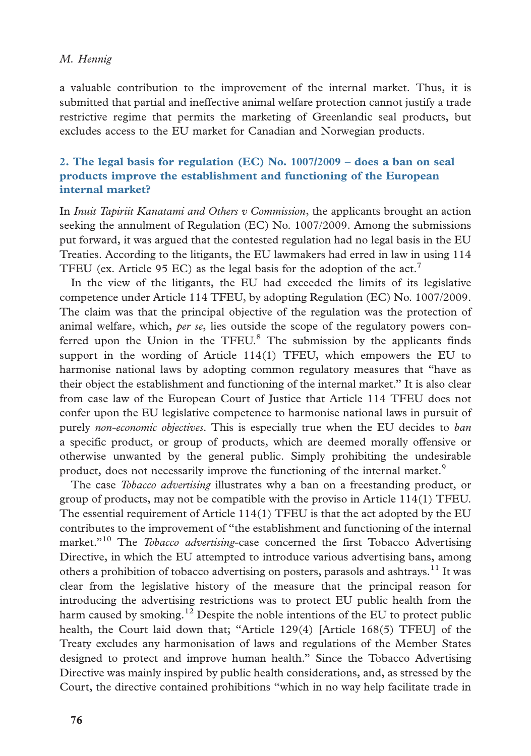a valuable contribution to the improvement of the internal market. Thus, it is submitted that partial and ineffective animal welfare protection cannot justify a trade restrictive regime that permits the marketing of Greenlandic seal products, but excludes access to the EU market for Canadian and Norwegian products.

## 2. The legal basis for regulation (EC) No. 1007/2009 – does a ban on seal products improve the establishment and functioning of the European internal market?

In *Inuit Tapiriit Kanatami and Others v Commission*, the applicants brought an action seeking the annulment of Regulation (EC) No. 1007/2009. Among the submissions put forward, it was argued that the contested regulation had no legal basis in the EU Treaties. According to the litigants, the EU lawmakers had erred in law in using 114 TFEU (ex. Article 95 EC) as the legal basis for the adoption of the act.[7]

In the view of the litigants, the EU had exceeded the limits of its legislative competence under Article 114 TFEU, by adopting Regulation (EC) No. 1007/2009. The claim was that the principal objective of the regulation was the protection of animal welfare, which, *per se*, lies outside the scope of the regulatory powers conferred upon the Union in the TFEU.[8] The submission by the applicants finds support in the wording of Article 114(1) TFEU, which empowers the EU to harmonise national laws by adopting common regulatory measures that "have as their object the establishment and functioning of the internal market." It is also clear from case law of the European Court of Justice that Article 114 TFEU does not confer upon the EU legislative competence to harmonise national laws in pursuit of purely *non-economic objectives*. This is especially true when the EU decides to *ban* a specific product, or group of products, which are deemed morally offensive or otherwise unwanted by the general public. Simply prohibiting the undesirable product, does not necessarily improve the functioning of the internal market.[9]

The case *Tobacco advertising* illustrates why a ban on a freestanding product, or group of products, may not be compatible with the proviso in Article 114(1) TFEU. The essential requirement of Article 114(1) TFEU is that the act adopted by the EU contributes to the improvement of "the establishment and functioning of the internal market."[10] The *Tobacco advertising*-case concerned the first Tobacco Advertising Directive, in which the EU attempted to introduce various advertising bans, among others a prohibition of tobacco advertising on posters, parasols and ashtrays.[11] It was clear from the legislative history of the measure that the principal reason for introducing the advertising restrictions was to protect EU public health from the harm caused by smoking.[12] Despite the noble intentions of the EU to protect public health, the Court laid down that; "Article 129(4) [Article 168(5) TFEU] of the Treaty excludes any harmonisation of laws and regulations of the Member States designed to protect and improve human health." Since the Tobacco Advertising Directive was mainly inspired by public health considerations, and, as stressed by the Court, the directive contained prohibitions "which in no way help facilitate trade in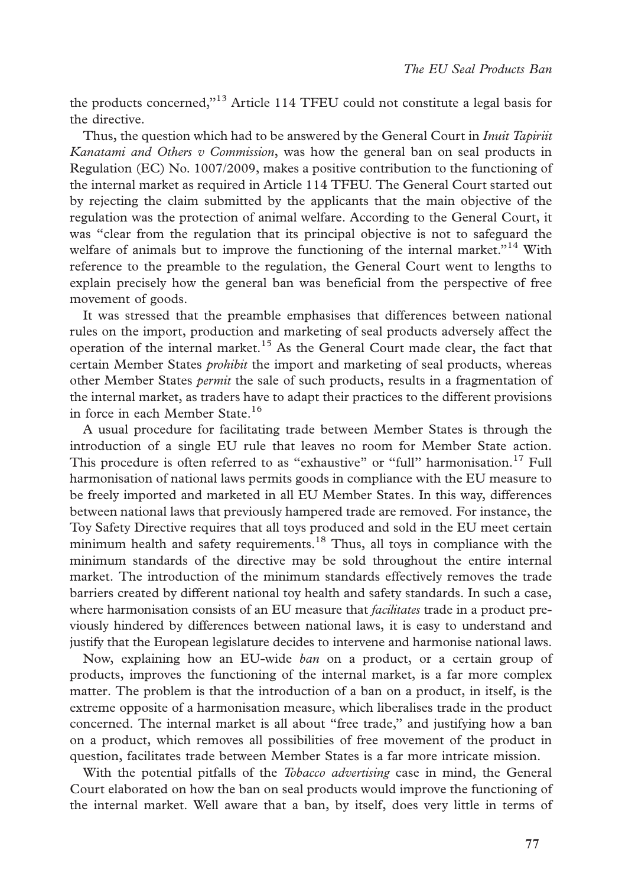the products concerned,"[13] Article 114 TFEU could not constitute a legal basis for the directive.

Thus, the question which had to be answered by the General Court in *Inuit Tapiriit Kanatami and Others v Commission*, was how the general ban on seal products in Regulation (EC) No. 1007/2009, makes a positive contribution to the functioning of the internal market as required in Article 114 TFEU. The General Court started out by rejecting the claim submitted by the applicants that the main objective of the regulation was the protection of animal welfare. According to the General Court, it was "clear from the regulation that its principal objective is not to safeguard the welfare of animals but to improve the functioning of the internal market."[14] With reference to the preamble to the regulation, the General Court went to lengths to explain precisely how the general ban was beneficial from the perspective of free movement of goods.

It was stressed that the preamble emphasises that differences between national rules on the import, production and marketing of seal products adversely affect the operation of the internal market.[15] As the General Court made clear, the fact that certain Member States *prohibit* the import and marketing of seal products, whereas other Member States *permit* the sale of such products, results in a fragmentation of the internal market, as traders have to adapt their practices to the different provisions in force in each Member State.[16]

A usual procedure for facilitating trade between Member States is through the introduction of a single EU rule that leaves no room for Member State action. This procedure is often referred to as "exhaustive" or "full" harmonisation.[17] Full harmonisation of national laws permits goods in compliance with the EU measure to be freely imported and marketed in all EU Member States. In this way, differences between national laws that previously hampered trade are removed. For instance, the Toy Safety Directive requires that all toys produced and sold in the EU meet certain minimum health and safety requirements.[18] Thus, all toys in compliance with the minimum standards of the directive may be sold throughout the entire internal market. The introduction of the minimum standards effectively removes the trade barriers created by different national toy health and safety standards. In such a case, where harmonisation consists of an EU measure that *facilitates* trade in a product previously hindered by differences between national laws, it is easy to understand and justify that the European legislature decides to intervene and harmonise national laws.

Now, explaining how an EU-wide *ban* on a product, or a certain group of products, improves the functioning of the internal market, is a far more complex matter. The problem is that the introduction of a ban on a product, in itself, is the extreme opposite of a harmonisation measure, which liberalises trade in the product concerned. The internal market is all about "free trade," and justifying how a ban on a product, which removes all possibilities of free movement of the product in question, facilitates trade between Member States is a far more intricate mission.

With the potential pitfalls of the *Tobacco advertising* case in mind, the General Court elaborated on how the ban on seal products would improve the functioning of the internal market. Well aware that a ban, by itself, does very little in terms of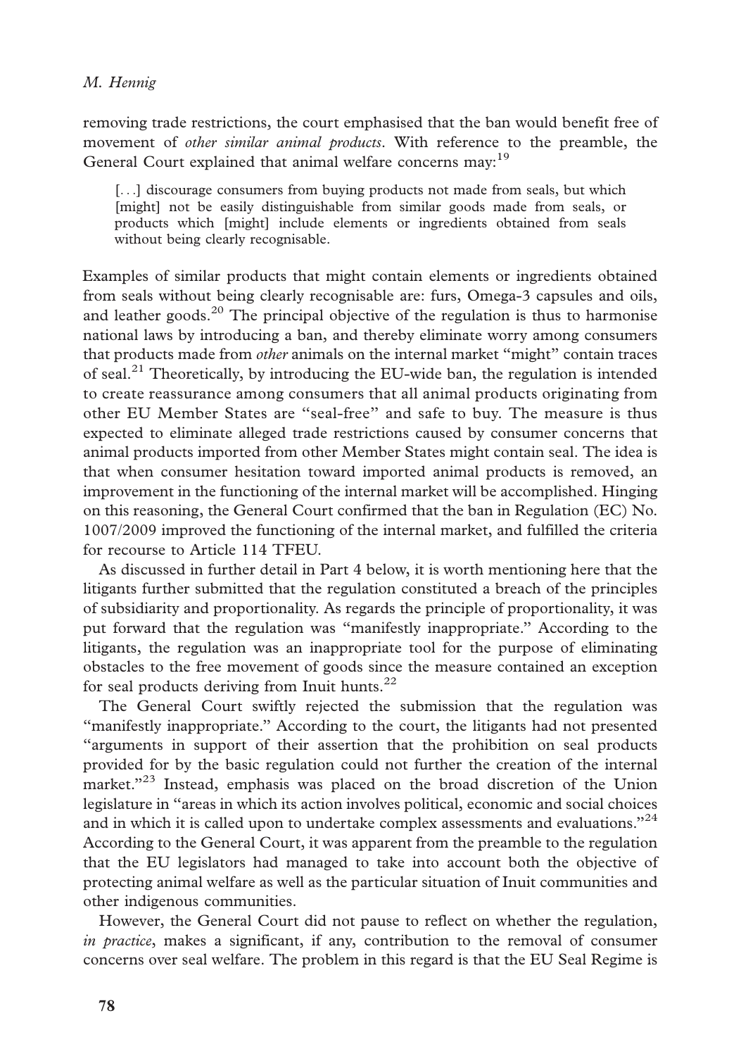removing trade restrictions, the court emphasised that the ban would benefit free of movement of *other similar animal products*. With reference to the preamble, the General Court explained that animal welfare concerns may:[19]

> [...] discourage consumers from buying products not made from seals, but which [might] not be easily distinguishable from similar goods made from seals, or products which [might] include elements or ingredients obtained from seals without being clearly recognisable.

Examples of similar products that might contain elements or ingredients obtained from seals without being clearly recognisable are: furs, Omega-3 capsules and oils, and leather goods.[20] The principal objective of the regulation is thus to harmonise national laws by introducing a ban, and thereby eliminate worry among consumers that products made from *other* animals on the internal market "might" contain traces of seal.[21] Theoretically, by introducing the EU-wide ban, the regulation is intended to create reassurance among consumers that all animal products originating from other EU Member States are "seal-free" and safe to buy. The measure is thus expected to eliminate alleged trade restrictions caused by consumer concerns that animal products imported from other Member States might contain seal. The idea is that when consumer hesitation toward imported animal products is removed, an improvement in the functioning of the internal market will be accomplished. Hinging on this reasoning, the General Court confirmed that the ban in Regulation (EC) No. 1007/2009 improved the functioning of the internal market, and fulfilled the criteria for recourse to Article 114 TFEU.

As discussed in further detail in Part 4 below, it is worth mentioning here that the litigants further submitted that the regulation constituted a breach of the principles of subsidiarity and proportionality. As regards the principle of proportionality, it was put forward that the regulation was "manifestly inappropriate." According to the litigants, the regulation was an inappropriate tool for the purpose of eliminating obstacles to the free movement of goods since the measure contained an exception for seal products deriving from Inuit hunts.[22]

The General Court swiftly rejected the submission that the regulation was "manifestly inappropriate." According to the court, the litigants had not presented "arguments in support of their assertion that the prohibition on seal products provided for by the basic regulation could not further the creation of the internal market."[23] Instead, emphasis was placed on the broad discretion of the Union legislature in "areas in which its action involves political, economic and social choices and in which it is called upon to undertake complex assessments and evaluations."[24] According to the General Court, it was apparent from the preamble to the regulation that the EU legislators had managed to take into account both the objective of protecting animal welfare as well as the particular situation of Inuit communities and other indigenous communities.

However, the General Court did not pause to reflect on whether the regulation, *in practice*, makes a significant, if any, contribution to the removal of consumer concerns over seal welfare. The problem in this regard is that the EU Seal Regime is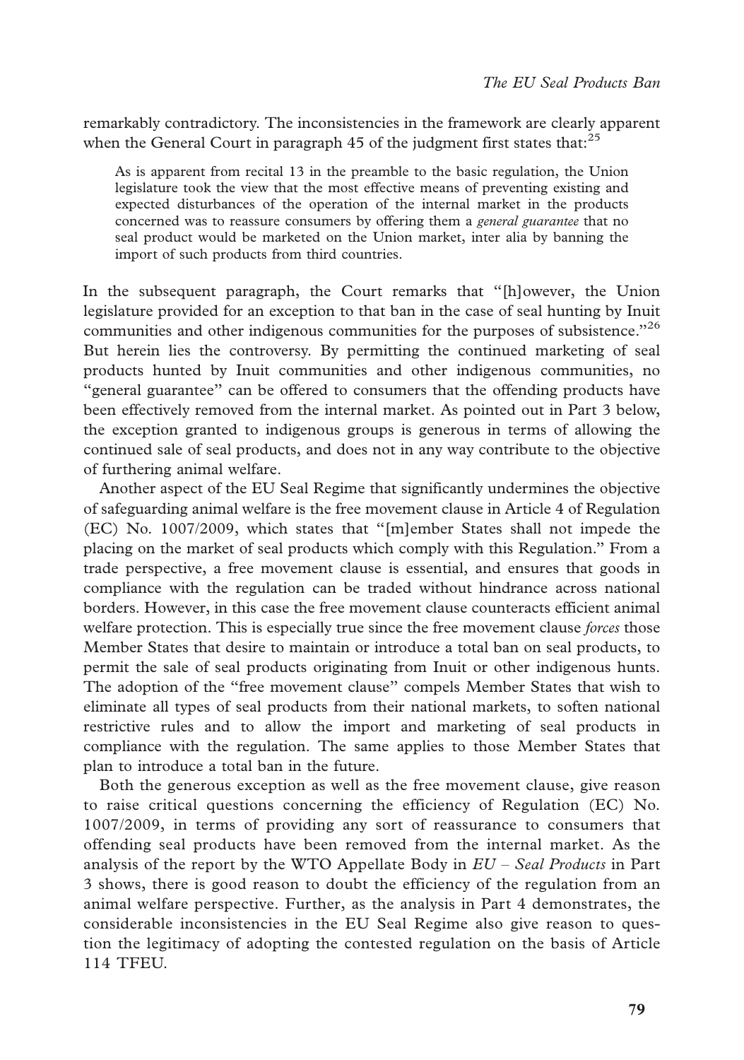remarkably contradictory. The inconsistencies in the framework are clearly apparent when the General Court in paragraph 45 of the judgment first states that:[25]

> As is apparent from recital 13 in the preamble to the basic regulation, the Union legislature took the view that the most effective means of preventing existing and expected disturbances of the operation of the internal market in the products concerned was to reassure consumers by offering them a *general guarantee* that no seal product would be marketed on the Union market, inter alia by banning the import of such products from third countries.

In the subsequent paragraph, the Court remarks that "[h]owever, the Union legislature provided for an exception to that ban in the case of seal hunting by Inuit communities and other indigenous communities for the purposes of subsistence."[26] But herein lies the controversy. By permitting the continued marketing of seal products hunted by Inuit communities and other indigenous communities, no "general guarantee" can be offered to consumers that the offending products have been effectively removed from the internal market. As pointed out in Part 3 below, the exception granted to indigenous groups is generous in terms of allowing the continued sale of seal products, and does not in any way contribute to the objective of furthering animal welfare.

Another aspect of the EU Seal Regime that significantly undermines the objective of safeguarding animal welfare is the free movement clause in Article 4 of Regulation (EC) No. 1007/2009, which states that "[m]ember States shall not impede the placing on the market of seal products which comply with this Regulation." From a trade perspective, a free movement clause is essential, and ensures that goods in compliance with the regulation can be traded without hindrance across national borders. However, in this case the free movement clause counteracts efficient animal welfare protection. This is especially true since the free movement clause *forces* those Member States that desire to maintain or introduce a total ban on seal products, to permit the sale of seal products originating from Inuit or other indigenous hunts. The adoption of the "free movement clause" compels Member States that wish to eliminate all types of seal products from their national markets, to soften national restrictive rules and to allow the import and marketing of seal products in compliance with the regulation. The same applies to those Member States that plan to introduce a total ban in the future.

Both the generous exception as well as the free movement clause, give reason to raise critical questions concerning the efficiency of Regulation (EC) No. 1007/2009, in terms of providing any sort of reassurance to consumers that offending seal products have been removed from the internal market. As the analysis of the report by the WTO Appellate Body in *EU – Seal Products* in Part 3 shows, there is good reason to doubt the efficiency of the regulation from an animal welfare perspective. Further, as the analysis in Part 4 demonstrates, the considerable inconsistencies in the EU Seal Regime also give reason to question the legitimacy of adopting the contested regulation on the basis of Article 114 TFEU.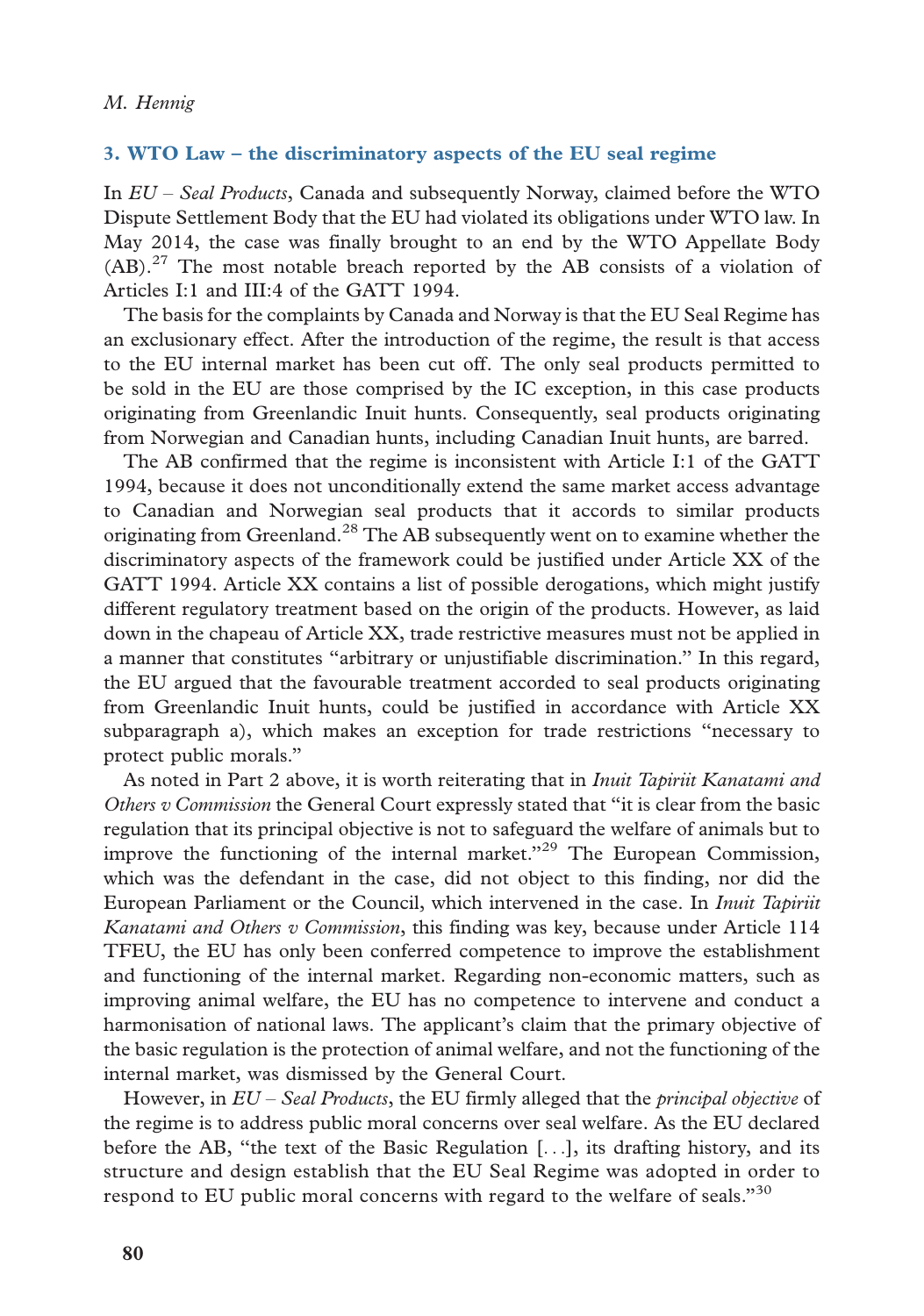## 3. WTO Law – the discriminatory aspects of the EU seal regime

In *EU – Seal Products*, Canada and subsequently Norway, claimed before the WTO Dispute Settlement Body that the EU had violated its obligations under WTO law. In May 2014, the case was finally brought to an end by the WTO Appellate Body (AB).[27] The most notable breach reported by the AB consists of a violation of Articles I:1 and III:4 of the GATT 1994.

The basis for the complaints by Canada and Norway is that the EU Seal Regime has an exclusionary effect. After the introduction of the regime, the result is that access to the EU internal market has been cut off. The only seal products permitted to be sold in the EU are those comprised by the IC exception, in this case products originating from Greenlandic Inuit hunts. Consequently, seal products originating from Norwegian and Canadian hunts, including Canadian Inuit hunts, are barred.

The AB confirmed that the regime is inconsistent with Article I:1 of the GATT 1994, because it does not unconditionally extend the same market access advantage to Canadian and Norwegian seal products that it accords to similar products originating from Greenland.[28] The AB subsequently went on to examine whether the discriminatory aspects of the framework could be justified under Article XX of the GATT 1994. Article XX contains a list of possible derogations, which might justify different regulatory treatment based on the origin of the products. However, as laid down in the chapeau of Article XX, trade restrictive measures must not be applied in a manner that constitutes "arbitrary or unjustifiable discrimination." In this regard, the EU argued that the favourable treatment accorded to seal products originating from Greenlandic Inuit hunts, could be justified in accordance with Article XX subparagraph a), which makes an exception for trade restrictions "necessary to protect public morals."

As noted in Part 2 above, it is worth reiterating that in *Inuit Tapiriit Kanatami and Others v Commission* the General Court expressly stated that "it is clear from the basic regulation that its principal objective is not to safeguard the welfare of animals but to improve the functioning of the internal market."[29] The European Commission, which was the defendant in the case, did not object to this finding, nor did the European Parliament or the Council, which intervened in the case. In *Inuit Tapiriit Kanatami and Others v Commission*, this finding was key, because under Article 114 TFEU, the EU has only been conferred competence to improve the establishment and functioning of the internal market. Regarding non-economic matters, such as improving animal welfare, the EU has no competence to intervene and conduct a harmonisation of national laws. The applicant's claim that the primary objective of the basic regulation is the protection of animal welfare, and not the functioning of the internal market, was dismissed by the General Court.

However, in *EU – Seal Products*, the EU firmly alleged that the *principal objective* of the regime is to address public moral concerns over seal welfare. As the EU declared before the AB, "the text of the Basic Regulation [...], its drafting history, and its structure and design establish that the EU Seal Regime was adopted in order to respond to EU public moral concerns with regard to the welfare of seals."[30]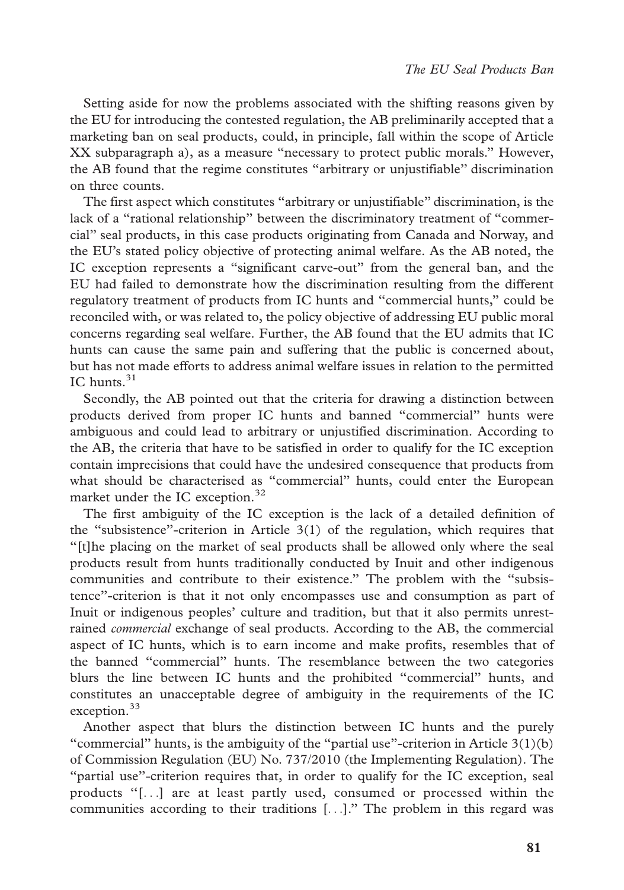Setting aside for now the problems associated with the shifting reasons given by the EU for introducing the contested regulation, the AB preliminarily accepted that a marketing ban on seal products, could, in principle, fall within the scope of Article XX subparagraph a), as a measure "necessary to protect public morals." However, the AB found that the regime constitutes "arbitrary or unjustifiable" discrimination on three counts.

The first aspect which constitutes "arbitrary or unjustifiable" discrimination, is the lack of a "rational relationship" between the discriminatory treatment of "commercial" seal products, in this case products originating from Canada and Norway, and the EU's stated policy objective of protecting animal welfare. As the AB noted, the IC exception represents a "significant carve-out" from the general ban, and the EU had failed to demonstrate how the discrimination resulting from the different regulatory treatment of products from IC hunts and "commercial hunts," could be reconciled with, or was related to, the policy objective of addressing EU public moral concerns regarding seal welfare. Further, the AB found that the EU admits that IC hunts can cause the same pain and suffering that the public is concerned about, but has not made efforts to address animal welfare issues in relation to the permitted IC hunts.[31]

Secondly, the AB pointed out that the criteria for drawing a distinction between products derived from proper IC hunts and banned "commercial" hunts were ambiguous and could lead to arbitrary or unjustified discrimination. According to the AB, the criteria that have to be satisfied in order to qualify for the IC exception contain imprecisions that could have the undesired consequence that products from what should be characterised as "commercial" hunts, could enter the European market under the IC exception.[32]

The first ambiguity of the IC exception is the lack of a detailed definition of the "subsistence"-criterion in Article 3(1) of the regulation, which requires that "[t]he placing on the market of seal products shall be allowed only where the seal products result from hunts traditionally conducted by Inuit and other indigenous communities and contribute to their existence." The problem with the "subsistence"-criterion is that it not only encompasses use and consumption as part of Inuit or indigenous peoples' culture and tradition, but that it also permits unrestrained *commercial* exchange of seal products. According to the AB, the commercial aspect of IC hunts, which is to earn income and make profits, resembles that of the banned "commercial" hunts. The resemblance between the two categories blurs the line between IC hunts and the prohibited "commercial" hunts, and constitutes an unacceptable degree of ambiguity in the requirements of the IC exception.[33]

Another aspect that blurs the distinction between IC hunts and the purely "commercial" hunts, is the ambiguity of the "partial use"-criterion in Article 3(1)(b) of Commission Regulation (EU) No. 737/2010 (the Implementing Regulation). The "partial use"-criterion requires that, in order to qualify for the IC exception, seal products "[...] are at least partly used, consumed or processed within the communities according to their traditions [...]." The problem in this regard was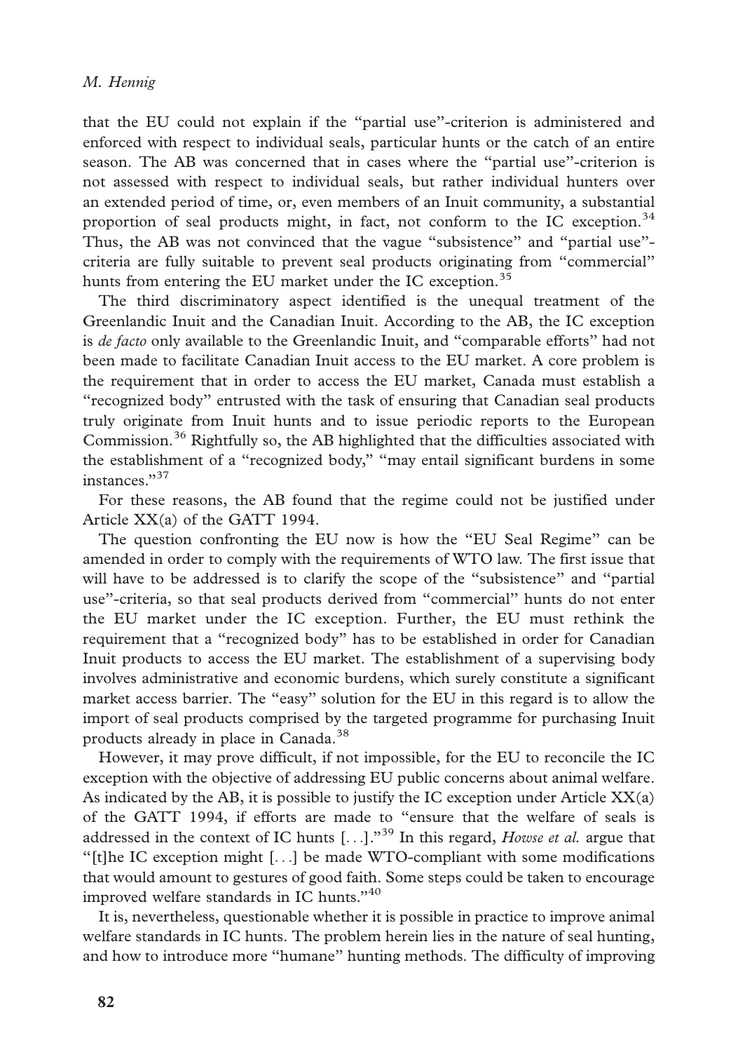that the EU could not explain if the "partial use"-criterion is administered and enforced with respect to individual seals, particular hunts or the catch of an entire season. The AB was concerned that in cases where the "partial use"-criterion is not assessed with respect to individual seals, but rather individual hunters over an extended period of time, or, even members of an Inuit community, a substantial proportion of seal products might, in fact, not conform to the IC exception.[34] Thus, the AB was not convinced that the vague "subsistence" and "partial use"-criteria are fully suitable to prevent seal products originating from "commercial" hunts from entering the EU market under the IC exception.[35]

The third discriminatory aspect identified is the unequal treatment of the Greenlandic Inuit and the Canadian Inuit. According to the AB, the IC exception is *de facto* only available to the Greenlandic Inuit, and "comparable efforts" had not been made to facilitate Canadian Inuit access to the EU market. A core problem is the requirement that in order to access the EU market, Canada must establish a "recognized body" entrusted with the task of ensuring that Canadian seal products truly originate from Inuit hunts and to issue periodic reports to the European Commission.[36] Rightfully so, the AB highlighted that the difficulties associated with the establishment of a "recognized body," "may entail significant burdens in some instances."[37]

For these reasons, the AB found that the regime could not be justified under Article XX(a) of the GATT 1994.

The question confronting the EU now is how the "EU Seal Regime" can be amended in order to comply with the requirements of WTO law. The first issue that will have to be addressed is to clarify the scope of the "subsistence" and "partial use"-criteria, so that seal products derived from "commercial" hunts do not enter the EU market under the IC exception. Further, the EU must rethink the requirement that a "recognized body" has to be established in order for Canadian Inuit products to access the EU market. The establishment of a supervising body involves administrative and economic burdens, which surely constitute a significant market access barrier. The "easy" solution for the EU in this regard is to allow the import of seal products comprised by the targeted programme for purchasing Inuit products already in place in Canada.[38]

However, it may prove difficult, if not impossible, for the EU to reconcile the IC exception with the objective of addressing EU public concerns about animal welfare. As indicated by the AB, it is possible to justify the IC exception under Article XX(a) of the GATT 1994, if efforts are made to "ensure that the welfare of seals is addressed in the context of IC hunts [...]."[39] In this regard, *Howse et al.* argue that "[t]he IC exception might [...] be made WTO-compliant with some modifications that would amount to gestures of good faith. Some steps could be taken to encourage improved welfare standards in IC hunts."[40]

It is, nevertheless, questionable whether it is possible in practice to improve animal welfare standards in IC hunts. The problem herein lies in the nature of seal hunting, and how to introduce more "humane" hunting methods. The difficulty of improving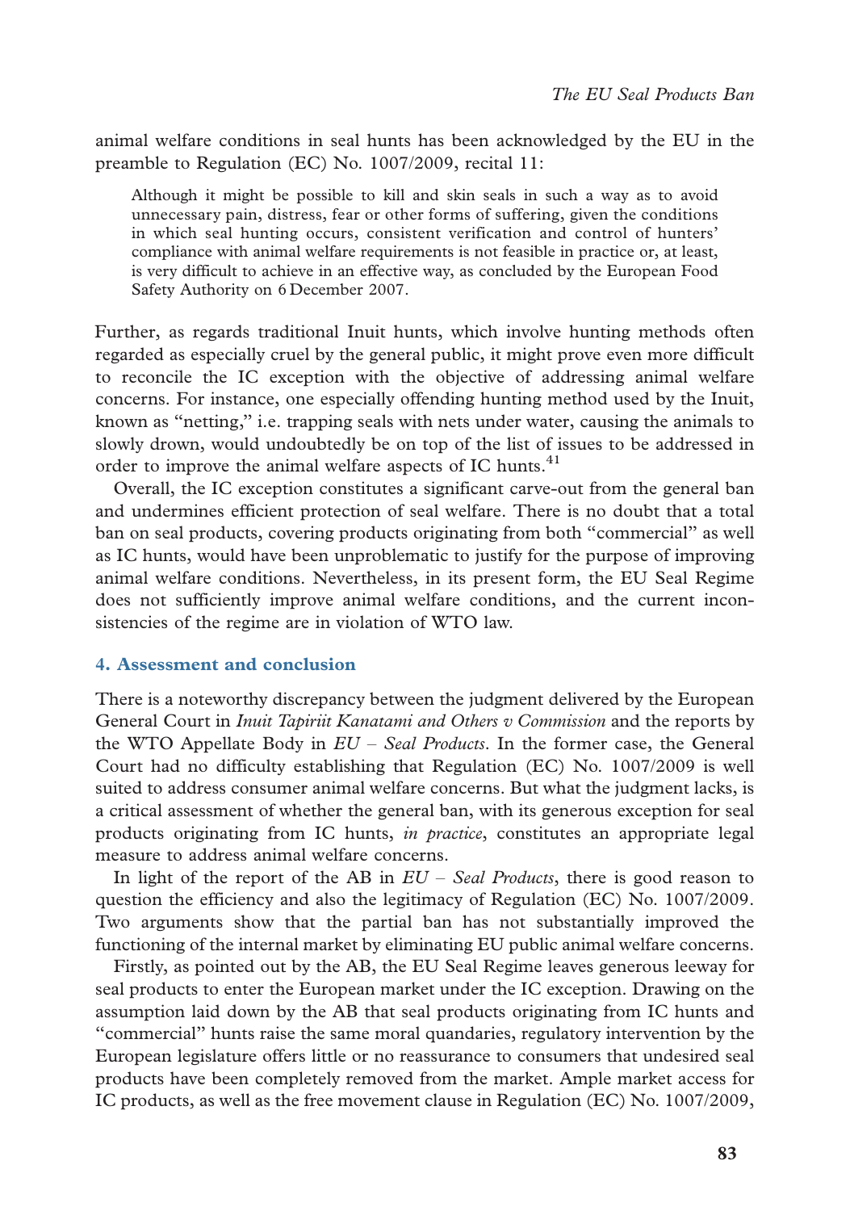animal welfare conditions in seal hunts has been acknowledged by the EU in the preamble to Regulation (EC) No. 1007/2009, recital 11:

> Although it might be possible to kill and skin seals in such a way as to avoid unnecessary pain, distress, fear or other forms of suffering, given the conditions in which seal hunting occurs, consistent verification and control of hunters' compliance with animal welfare requirements is not feasible in practice or, at least, is very difficult to achieve in an effective way, as concluded by the European Food Safety Authority on 6 December 2007.

Further, as regards traditional Inuit hunts, which involve hunting methods often regarded as especially cruel by the general public, it might prove even more difficult to reconcile the IC exception with the objective of addressing animal welfare concerns. For instance, one especially offending hunting method used by the Inuit, known as "netting," i.e. trapping seals with nets under water, causing the animals to slowly drown, would undoubtedly be on top of the list of issues to be addressed in order to improve the animal welfare aspects of IC hunts.[41]

Overall, the IC exception constitutes a significant carve-out from the general ban and undermines efficient protection of seal welfare. There is no doubt that a total ban on seal products, covering products originating from both "commercial" as well as IC hunts, would have been unproblematic to justify for the purpose of improving animal welfare conditions. Nevertheless, in its present form, the EU Seal Regime does not sufficiently improve animal welfare conditions, and the current inconsistencies of the regime are in violation of WTO law.

## 4. Assessment and conclusion

There is a noteworthy discrepancy between the judgment delivered by the European General Court in *Inuit Tapiriit Kanatami and Others v Commission* and the reports by the WTO Appellate Body in *EU – Seal Products*. In the former case, the General Court had no difficulty establishing that Regulation (EC) No. 1007/2009 is well suited to address consumer animal welfare concerns. But what the judgment lacks, is a critical assessment of whether the general ban, with its generous exception for seal products originating from IC hunts, *in practice*, constitutes an appropriate legal measure to address animal welfare concerns.

In light of the report of the AB in *EU – Seal Products*, there is good reason to question the efficiency and also the legitimacy of Regulation (EC) No. 1007/2009. Two arguments show that the partial ban has not substantially improved the functioning of the internal market by eliminating EU public animal welfare concerns.

Firstly, as pointed out by the AB, the EU Seal Regime leaves generous leeway for seal products to enter the European market under the IC exception. Drawing on the assumption laid down by the AB that seal products originating from IC hunts and "commercial" hunts raise the same moral quandaries, regulatory intervention by the European legislature offers little or no reassurance to consumers that undesired seal products have been completely removed from the market. Ample market access for IC products, as well as the free movement clause in Regulation (EC) No. 1007/2009,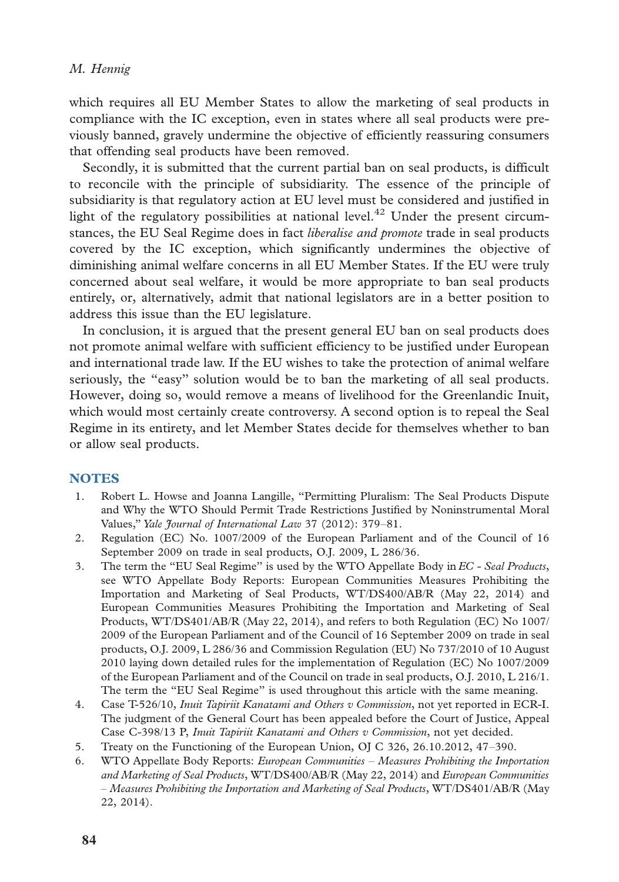which requires all EU Member States to allow the marketing of seal products in compliance with the IC exception, even in states where all seal products were previously banned, gravely undermine the objective of efficiently reassuring consumers that offending seal products have been removed.

Secondly, it is submitted that the current partial ban on seal products, is difficult to reconcile with the principle of subsidiarity. The essence of the principle of subsidiarity is that regulatory action at EU level must be considered and justified in light of the regulatory possibilities at national level.[42] Under the present circumstances, the EU Seal Regime does in fact *liberalise and promote* trade in seal products covered by the IC exception, which significantly undermines the objective of diminishing animal welfare concerns in all EU Member States. If the EU were truly concerned about seal welfare, it would be more appropriate to ban seal products entirely, or, alternatively, admit that national legislators are in a better position to address this issue than the EU legislature.

In conclusion, it is argued that the present general EU ban on seal products does not promote animal welfare with sufficient efficiency to be justified under European and international trade law. If the EU wishes to take the protection of animal welfare seriously, the "easy" solution would be to ban the marketing of all seal products. However, doing so, would remove a means of livelihood for the Greenlandic Inuit, which would most certainly create controversy. A second option is to repeal the Seal Regime in its entirety, and let Member States decide for themselves whether to ban or allow seal products.

## NOTES

1. Robert L. Howse and Joanna Langille, "Permitting Pluralism: The Seal Products Dispute and Why the WTO Should Permit Trade Restrictions Justified by Noninstrumental Moral Values," *Yale Journal of International Law* 37 (2012): 379–81.
2. Regulation (EC) No. 1007/2009 of the European Parliament and of the Council of 16 September 2009 on trade in seal products, O.J. 2009, L 286/36.
3. The term the "EU Seal Regime" is used by the WTO Appellate Body in *EC - Seal Products*, see WTO Appellate Body Reports: European Communities Measures Prohibiting the Importation and Marketing of Seal Products, WT/DS400/AB/R (May 22, 2014) and European Communities Measures Prohibiting the Importation and Marketing of Seal Products, WT/DS401/AB/R (May 22, 2014), and refers to both Regulation (EC) No 1007/2009 of the European Parliament and of the Council of 16 September 2009 on trade in seal products, O.J. 2009, L 286/36 and Commission Regulation (EU) No 737/2010 of 10 August 2010 laying down detailed rules for the implementation of Regulation (EC) No 1007/2009 of the European Parliament and of the Council on trade in seal products, O.J. 2010, L 216/1. The term the "EU Seal Regime" is used throughout this article with the same meaning.
4. Case T-526/10, *Inuit Tapiriit Kanatami and Others v Commission*, not yet reported in ECR-I. The judgment of the General Court has been appealed before the Court of Justice, Appeal Case C-398/13 P, *Inuit Tapiriit Kanatami and Others v Commission*, not yet decided.
5. Treaty on the Functioning of the European Union, OJ C 326, 26.10.2012, 47–390.
6. WTO Appellate Body Reports: *European Communities – Measures Prohibiting the Importation and Marketing of Seal Products*, WT/DS400/AB/R (May 22, 2014) and *European Communities – Measures Prohibiting the Importation and Marketing of Seal Products*, WT/DS401/AB/R (May 22, 2014).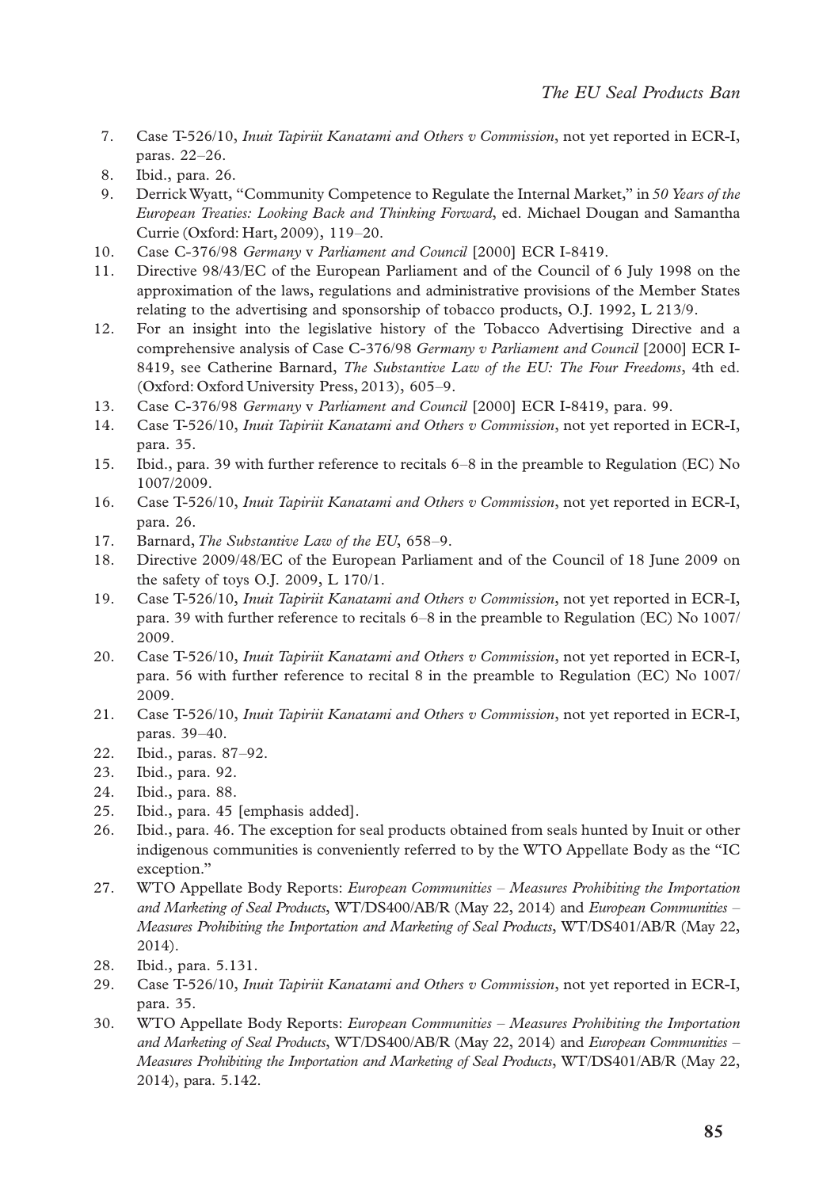7. Case T-526/10, *Inuit Tapiriit Kanatami and Others v Commission*, not yet reported in ECR-I, paras. 22–26.
8. Ibid., para. 26.
9. Derrick Wyatt, "Community Competence to Regulate the Internal Market," in *50 Years of the European Treaties: Looking Back and Thinking Forward*, ed. Michael Dougan and Samantha Currie (Oxford: Hart, 2009), 119–20.
10. Case C-376/98 *Germany* v *Parliament and Council* [2000] ECR I-8419.
11. Directive 98/43/EC of the European Parliament and of the Council of 6 July 1998 on the approximation of the laws, regulations and administrative provisions of the Member States relating to the advertising and sponsorship of tobacco products, O.J. 1992, L 213/9.
12. For an insight into the legislative history of the Tobacco Advertising Directive and a comprehensive analysis of Case C-376/98 *Germany v Parliament and Council* [2000] ECR I-8419, see Catherine Barnard, *The Substantive Law of the EU: The Four Freedoms*, 4th ed. (Oxford: Oxford University Press, 2013), 605–9.
13. Case C-376/98 *Germany* v *Parliament and Council* [2000] ECR I-8419, para. 99.
14. Case T-526/10, *Inuit Tapiriit Kanatami and Others v Commission*, not yet reported in ECR-I, para. 35.
15. Ibid., para. 39 with further reference to recitals 6–8 in the preamble to Regulation (EC) No 1007/2009.
16. Case T-526/10, *Inuit Tapiriit Kanatami and Others v Commission*, not yet reported in ECR-I, para. 26.
17. Barnard, *The Substantive Law of the EU*, 658–9.
18. Directive 2009/48/EC of the European Parliament and of the Council of 18 June 2009 on the safety of toys O.J. 2009, L 170/1.
19. Case T-526/10, *Inuit Tapiriit Kanatami and Others v Commission*, not yet reported in ECR-I, para. 39 with further reference to recitals 6–8 in the preamble to Regulation (EC) No 1007/2009.
20. Case T-526/10, *Inuit Tapiriit Kanatami and Others v Commission*, not yet reported in ECR-I, para. 56 with further reference to recital 8 in the preamble to Regulation (EC) No 1007/2009.
21. Case T-526/10, *Inuit Tapiriit Kanatami and Others v Commission*, not yet reported in ECR-I, paras. 39–40.
22. Ibid., paras. 87–92.
23. Ibid., para. 92.
24. Ibid., para. 88.
25. Ibid., para. 45 [emphasis added].
26. Ibid., para. 46. The exception for seal products obtained from seals hunted by Inuit or other indigenous communities is conveniently referred to by the WTO Appellate Body as the "IC exception."
27. WTO Appellate Body Reports: *European Communities – Measures Prohibiting the Importation and Marketing of Seal Products*, WT/DS400/AB/R (May 22, 2014) and *European Communities – Measures Prohibiting the Importation and Marketing of Seal Products*, WT/DS401/AB/R (May 22, 2014).
28. Ibid., para. 5.131.
29. Case T-526/10, *Inuit Tapiriit Kanatami and Others v Commission*, not yet reported in ECR-I, para. 35.
30. WTO Appellate Body Reports: *European Communities – Measures Prohibiting the Importation and Marketing of Seal Products*, WT/DS400/AB/R (May 22, 2014) and *European Communities – Measures Prohibiting the Importation and Marketing of Seal Products*, WT/DS401/AB/R (May 22, 2014), para. 5.142.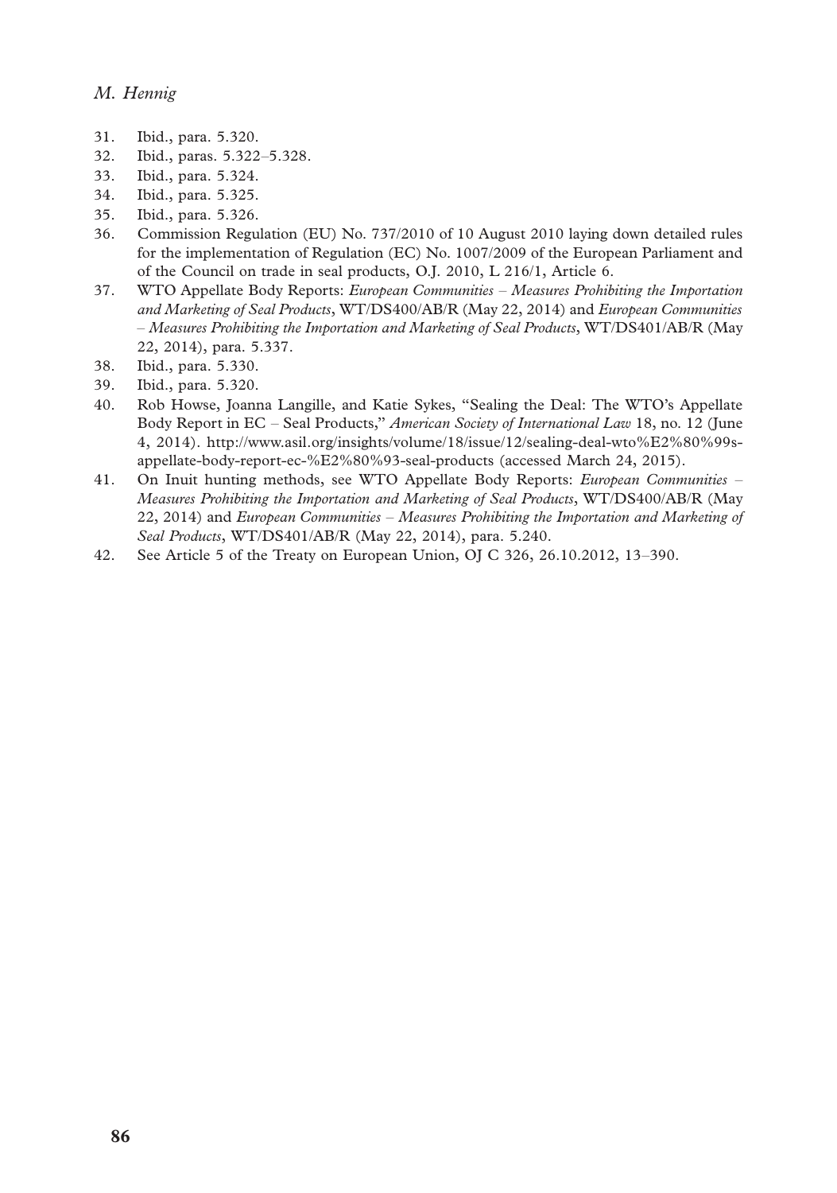31. Ibid., para. 5.320.
32. Ibid., paras. 5.322–5.328.
33. Ibid., para. 5.324.
34. Ibid., para. 5.325.
35. Ibid., para. 5.326.
36. Commission Regulation (EU) No. 737/2010 of 10 August 2010 laying down detailed rules for the implementation of Regulation (EC) No. 1007/2009 of the European Parliament and of the Council on trade in seal products, O.J. 2010, L 216/1, Article 6.
37. WTO Appellate Body Reports: *European Communities – Measures Prohibiting the Importation and Marketing of Seal Products*, WT/DS400/AB/R (May 22, 2014) and *European Communities – Measures Prohibiting the Importation and Marketing of Seal Products*, WT/DS401/AB/R (May 22, 2014), para. 5.337.
38. Ibid., para. 5.330.
39. Ibid., para. 5.320.
40. Rob Howse, Joanna Langille, and Katie Sykes, "Sealing the Deal: The WTO's Appellate Body Report in EC – Seal Products," *American Society of International Law* 18, no. 12 (June 4, 2014). http://www.asil.org/insights/volume/18/issue/12/sealing-deal-wto%E2%80%99s-appellate-body-report-ec-%E2%80%93-seal-products (accessed March 24, 2015).
41. On Inuit hunting methods, see WTO Appellate Body Reports: *European Communities – Measures Prohibiting the Importation and Marketing of Seal Products*, WT/DS400/AB/R (May 22, 2014) and *European Communities – Measures Prohibiting the Importation and Marketing of Seal Products*, WT/DS401/AB/R (May 22, 2014), para. 5.240.
42. See Article 5 of the Treaty on European Union, OJ C 326, 26.10.2012, 13–390.